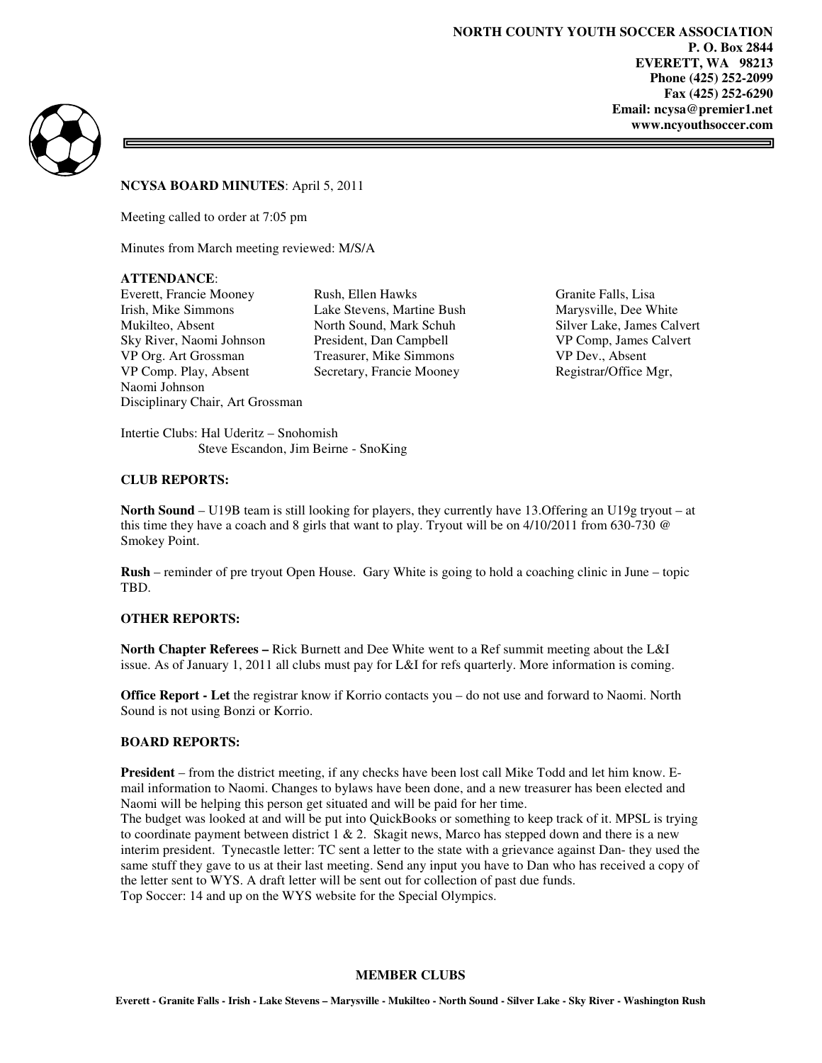**NORTH COUNTY YOUTH SOCCER ASSOCIATION**
**P. O. Box 2844**
**EVERETT, WA 98213**
**Phone (425) 252-2099**
**Fax (425) 252-6290**
**Email: ncysa@premier1.net**
**www.ncyouthsoccer.com**

**NCYSA BOARD MINUTES**: April 5, 2011

Meeting called to order at 7:05 pm

Minutes from March meeting reviewed: M/S/A

**ATTENDANCE**:

| | | |
|---|---|---|
| Everett, Francie Mooney | Rush, Ellen Hawks | Granite Falls, Lisa |
| Irish, Mike Simmons | Lake Stevens, Martine Bush | Marysville, Dee White |
| Mukilteo, Absent | North Sound, Mark Schuh | Silver Lake, James Calvert |
| Sky River, Naomi Johnson | President, Dan Campbell | VP Comp, James Calvert |
| VP Org. Art Grossman | Treasurer, Mike Simmons | VP Dev., Absent |
| VP Comp. Play, Absent | Secretary, Francie Mooney | Registrar/Office Mgr, Naomi Johnson |
| Disciplinary Chair, Art Grossman | | |

Intertie Clubs: Hal Uderitz – Snohomish
Steve Escandon, Jim Beirne - SnoKing

**CLUB REPORTS:**

**North Sound** – U19B team is still looking for players, they currently have 13.Offering an U19g tryout – at this time they have a coach and 8 girls that want to play. Tryout will be on 4/10/2011 from 630-730 @ Smokey Point.

**Rush** – reminder of pre tryout Open House. Gary White is going to hold a coaching clinic in June – topic TBD.

**OTHER REPORTS:**

**North Chapter Referees –** Rick Burnett and Dee White went to a Ref summit meeting about the L&I issue. As of January 1, 2011 all clubs must pay for L&I for refs quarterly. More information is coming.

**Office Report - Let** the registrar know if Korrio contacts you – do not use and forward to Naomi. North Sound is not using Bonzi or Korrio.

**BOARD REPORTS:**

**President** – from the district meeting, if any checks have been lost call Mike Todd and let him know. E-mail information to Naomi. Changes to bylaws have been done, and a new treasurer has been elected and Naomi will be helping this person get situated and will be paid for her time.
The budget was looked at and will be put into QuickBooks or something to keep track of it. MPSL is trying to coordinate payment between district 1 & 2. Skagit news, Marco has stepped down and there is a new interim president. Tynecastle letter: TC sent a letter to the state with a grievance against Dan- they used the same stuff they gave to us at their last meeting. Send any input you have to Dan who has received a copy of the letter sent to WYS. A draft letter will be sent out for collection of past due funds.
Top Soccer: 14 and up on the WYS website for the Special Olympics.

**MEMBER CLUBS**

**Everett - Granite Falls - Irish - Lake Stevens – Marysville - Mukilteo - North Sound - Silver Lake - Sky River - Washington Rush**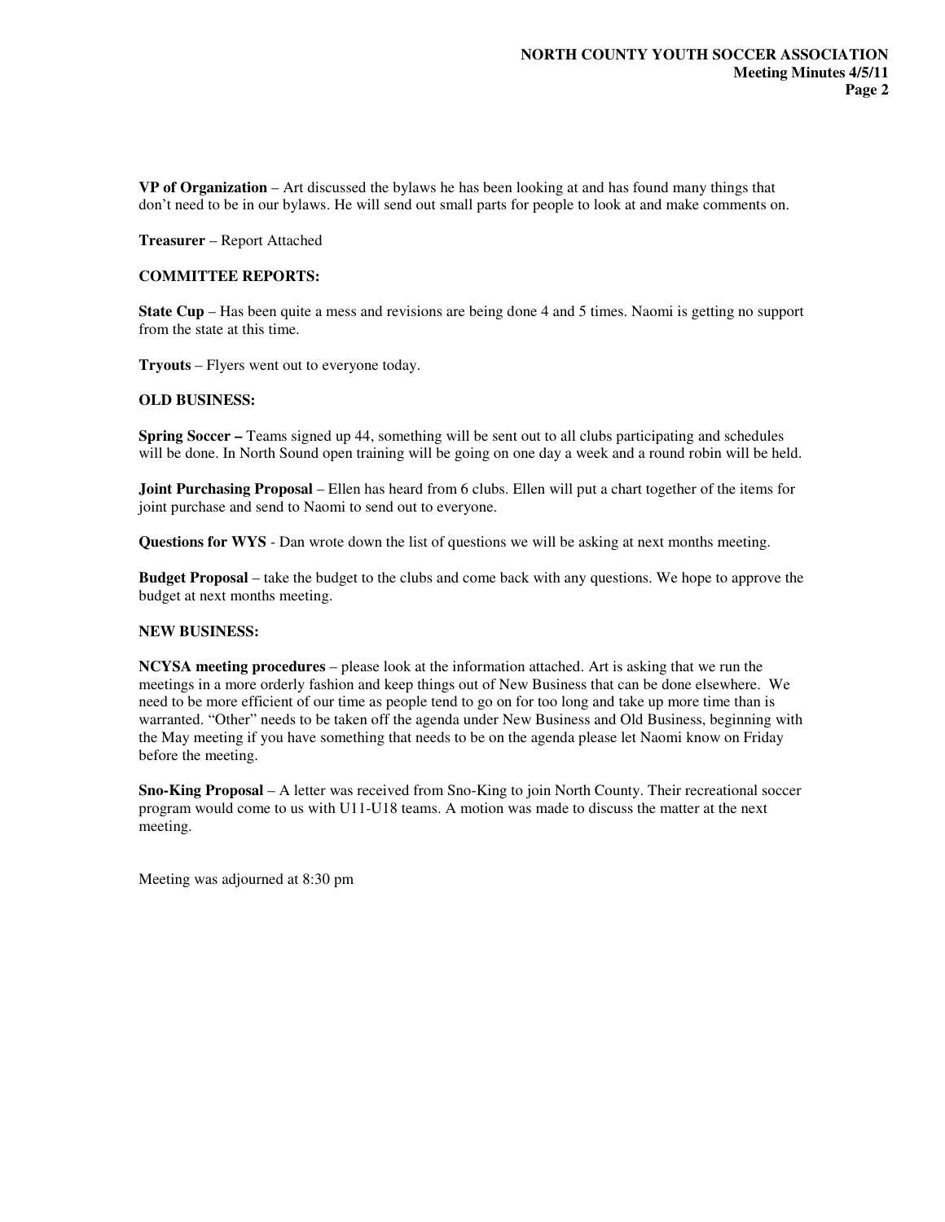**VP of Organization** – Art discussed the bylaws he has been looking at and has found many things that don't need to be in our bylaws. He will send out small parts for people to look at and make comments on.

**Treasurer** – Report Attached

**COMMITTEE REPORTS:**

**State Cup** – Has been quite a mess and revisions are being done 4 and 5 times. Naomi is getting no support from the state at this time.

**Tryouts** – Flyers went out to everyone today.

**OLD BUSINESS:**

**Spring Soccer –** Teams signed up 44, something will be sent out to all clubs participating and schedules will be done. In North Sound open training will be going on one day a week and a round robin will be held.

**Joint Purchasing Proposal** – Ellen has heard from 6 clubs. Ellen will put a chart together of the items for joint purchase and send to Naomi to send out to everyone.

**Questions for WYS** - Dan wrote down the list of questions we will be asking at next months meeting.

**Budget Proposal** – take the budget to the clubs and come back with any questions. We hope to approve the budget at next months meeting.

**NEW BUSINESS:**

**NCYSA meeting procedures** – please look at the information attached. Art is asking that we run the meetings in a more orderly fashion and keep things out of New Business that can be done elsewhere. We need to be more efficient of our time as people tend to go on for too long and take up more time than is warranted. "Other" needs to be taken off the agenda under New Business and Old Business, beginning with the May meeting if you have something that needs to be on the agenda please let Naomi know on Friday before the meeting.

**Sno-King Proposal** – A letter was received from Sno-King to join North County. Their recreational soccer program would come to us with U11-U18 teams. A motion was made to discuss the matter at the next meeting.

Meeting was adjourned at 8:30 pm